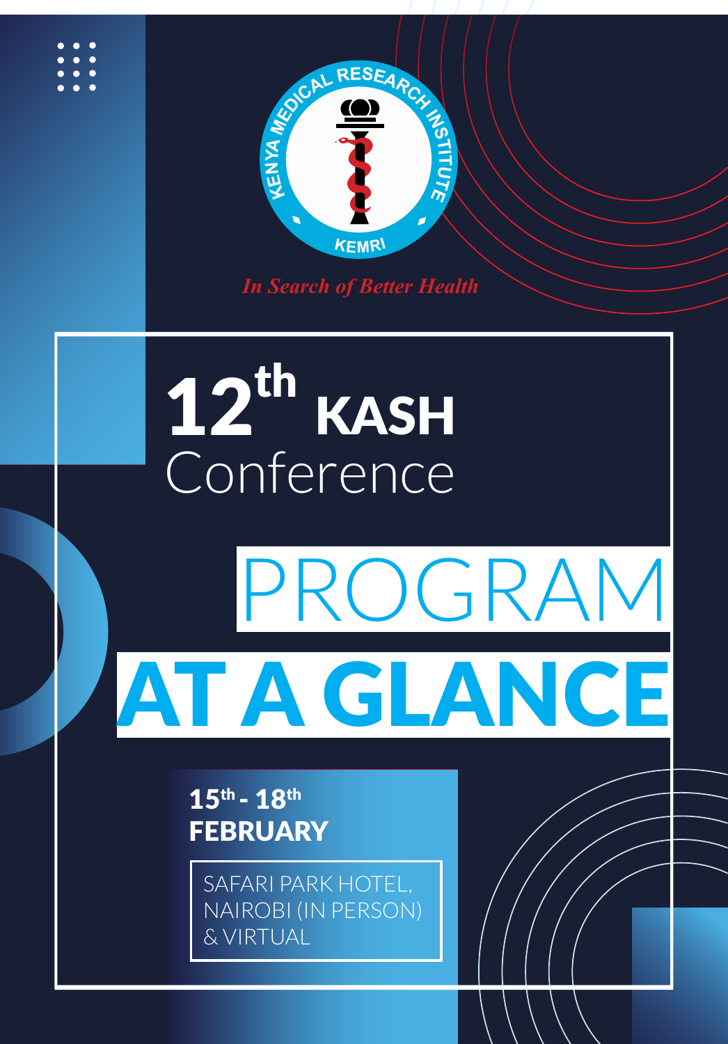KENYA MEDICAL RESEARCH INSTITUTE

KEMRI

*In Search of Better Health*

# 12th KASH Conference

# PROGRAM AT A GLANCE

**15th - 18th FEBRUARY**

SAFARI PARK HOTEL, NAIROBI (IN PERSON) & VIRTUAL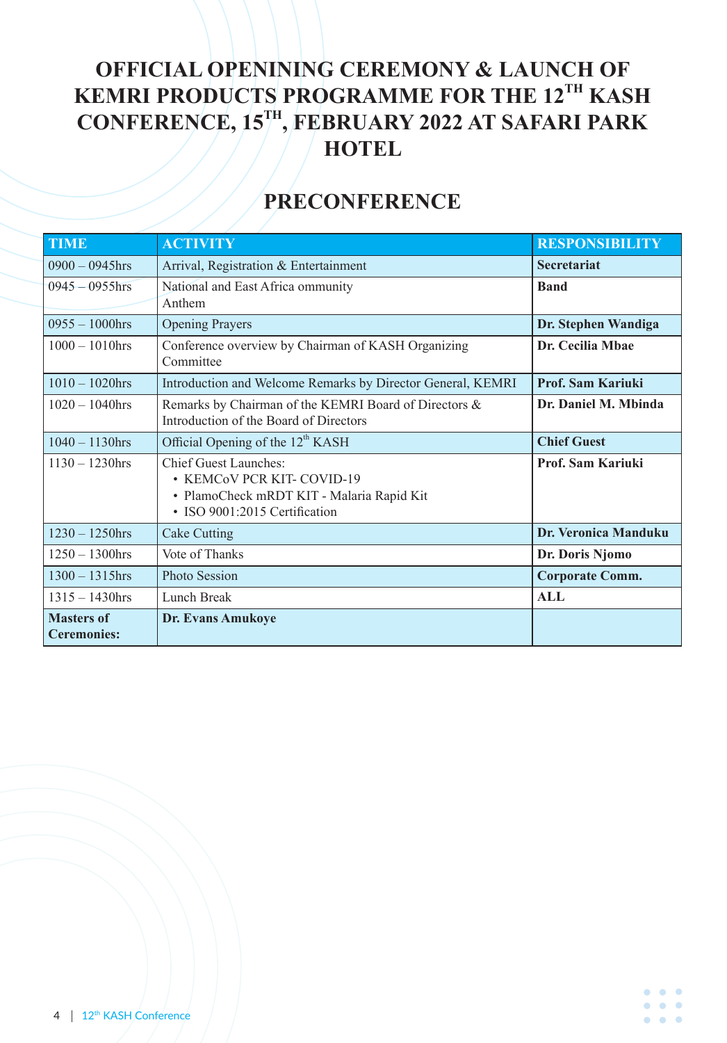# OFFICIAL OPENINING CEREMONY & LAUNCH OF KEMRI PRODUCTS PROGRAMME FOR THE 12TH KASH CONFERENCE, 15TH, FEBRUARY 2022 AT SAFARI PARK HOTEL

## PRECONFERENCE

| TIME | ACTIVITY | RESPONSIBILITY |
|---|---|---|
| 0900 – 0945hrs | Arrival, Registration & Entertainment | **Secretariat** |
| 0945 – 0955hrs | National and East Africa ommunity Anthem | **Band** |
| 0955 – 1000hrs | Opening Prayers | **Dr. Stephen Wandiga** |
| 1000 – 1010hrs | Conference overview by Chairman of KASH Organizing Committee | **Dr. Cecilia Mbae** |
| 1010 – 1020hrs | Introduction and Welcome Remarks by Director General, KEMRI | **Prof. Sam Kariuki** |
| 1020 – 1040hrs | Remarks by Chairman of the KEMRI Board of Directors & Introduction of the Board of Directors | **Dr. Daniel M. Mbinda** |
| 1040 – 1130hrs | Official Opening of the 12th KASH | **Chief Guest** |
| 1130 – 1230hrs | Chief Guest Launches:<br>• KEMCoV PCR KIT- COVID-19<br>• PlamoCheck mRDT KIT - Malaria Rapid Kit<br>• ISO 9001:2015 Certification | **Prof. Sam Kariuki** |
| 1230 – 1250hrs | Cake Cutting | **Dr. Veronica Manduku** |
| 1250 – 1300hrs | Vote of Thanks | **Dr. Doris Njomo** |
| 1300 – 1315hrs | Photo Session | **Corporate Comm.** |
| 1315 – 1430hrs | Lunch Break | **ALL** |
| **Masters of Ceremonies:** | **Dr. Evans Amukoye** | |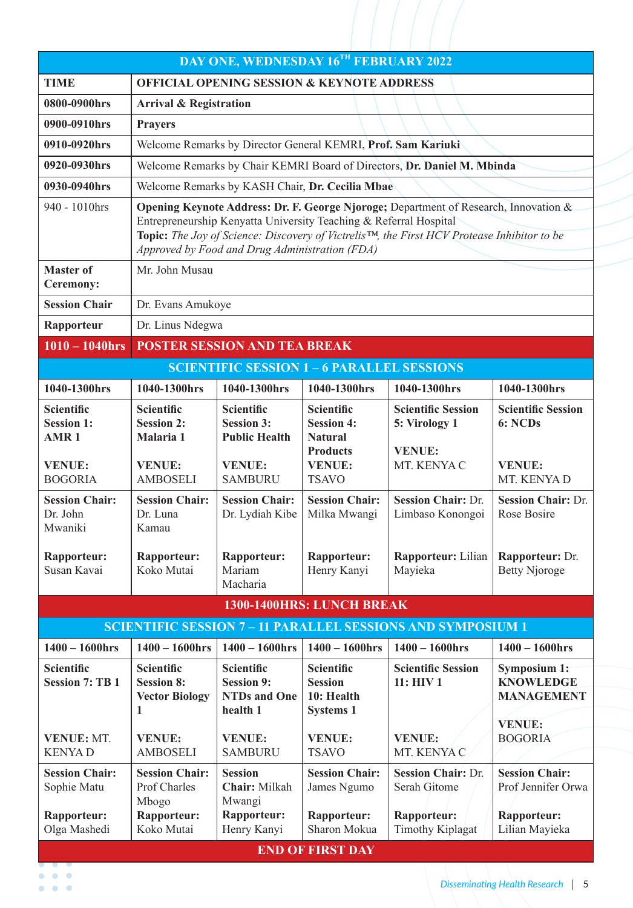| DAY ONE, WEDNESDAY 16TH FEBRUARY 2022 | | | | | |
|---|---|---|---|---|---|
| **TIME** | **OFFICIAL OPENING SESSION & KEYNOTE ADDRESS** | | | | |
| **0800-0900hrs** | **Arrival & Registration** | | | | |
| **0900-0910hrs** | **Prayers** | | | | |
| **0910-0920hrs** | Welcome Remarks by Director General KEMRI, **Prof. Sam Kariuki** | | | | |
| **0920-0930hrs** | Welcome Remarks by Chair KEMRI Board of Directors, **Dr. Daniel M. Mbinda** | | | | |
| **0930-0940hrs** | Welcome Remarks by KASH Chair, **Dr. Cecilia Mbae** | | | | |
| 940 - 1010hrs | **Opening Keynote Address: Dr. F. George Njoroge;** Department of Research, Innovation & Entrepreneurship Kenyatta University Teaching & Referral Hospital<br>**Topic:** *The Joy of Science: Discovery of Victrelis™, the First HCV Protease Inhibitor to be Approved by Food and Drug Administration (FDA)* | | | | |
| **Master of Ceremony:** | Mr. John Musau | | | | |
| **Session Chair** | Dr. Evans Amukoye | | | | |
| **Rapporteur** | Dr. Linus Ndegwa | | | | |
| **1010 – 1040hrs** | **POSTER SESSION AND TEA BREAK** | | | | |
| **SCIENTIFIC SESSION 1 – 6 PARALLEL SESSIONS** | | | | | |
| **1040-1300hrs** | **1040-1300hrs** | **1040-1300hrs** | **1040-1300hrs** | **1040-1300hrs** | **1040-1300hrs** |
| **Scientific Session 1: AMR 1**<br><br>**VENUE:** BOGORIA | **Scientific Session 2: Malaria 1**<br><br>**VENUE:** AMBOSELI | **Scientific Session 3: Public Health**<br><br>**VENUE:** SAMBURU | **Scientific Session 4: Natural Products**<br>**VENUE:** TSAVO | **Scientific Session 5: Virology 1**<br><br>**VENUE:** MT. KENYA C | **Scientific Session 6: NCDs**<br><br>**VENUE:** MT. KENYA D |
| **Session Chair:** Dr. John Mwaniki<br><br>**Rapporteur:** Susan Kavai | **Session Chair:** Dr. Luna Kamau<br><br>**Rapporteur:** Koko Mutai | **Session Chair:** Dr. Lydiah Kibe<br><br>**Rapporteur:** Mariam Macharia | **Session Chair:** Milka Mwangi<br><br>**Rapporteur:** Henry Kanyi | **Session Chair:** Dr. Limbaso Konongoi<br><br>**Rapporteur:** Lilian Mayieka | **Session Chair:** Dr. Rose Bosire<br><br>**Rapporteur:** Dr. Betty Njoroge |
| **1300-1400HRS: LUNCH BREAK** | | | | | |
| **SCIENTIFIC SESSION 7 – 11 PARALLEL SESSIONS AND SYMPOSIUM 1** | | | | | |
| **1400 – 1600hrs** | **1400 – 1600hrs** | **1400 – 1600hrs** | **1400 – 1600hrs** | **1400 – 1600hrs** | **1400 – 1600hrs** |
| **Scientific Session 7: TB 1**<br><br>**VENUE:** MT. KENYA D | **Scientific Session 8: Vector Biology 1**<br><br>**VENUE:** AMBOSELI | **Scientific Session 9: NTDs and One health 1**<br><br>**VENUE:** SAMBURU | **Scientific Session 10: Health Systems 1**<br><br>**VENUE:** TSAVO | **Scientific Session 11: HIV 1**<br><br>**VENUE:** MT. KENYA C | **Symposium 1: KNOWLEDGE MANAGEMENT**<br><br>**VENUE:** BOGORIA |
| **Session Chair:** Sophie Matu<br><br>**Rapporteur:** Olga Mashedi | **Session Chair:** Prof Charles Mbogo<br>**Rapporteur:** Koko Mutai | **Session Chair:** Milkah Mwangi<br>**Rapporteur:** Henry Kanyi | **Session Chair:** James Ngumo<br><br>**Rapporteur:** Sharon Mokua | **Session Chair:** Dr. Serah Gitome<br><br>**Rapporteur:** Timothy Kiplagat | **Session Chair:** Prof Jennifer Orwa<br><br>**Rapporteur:** Lilian Mayieka |
| **END OF FIRST DAY** | | | | | |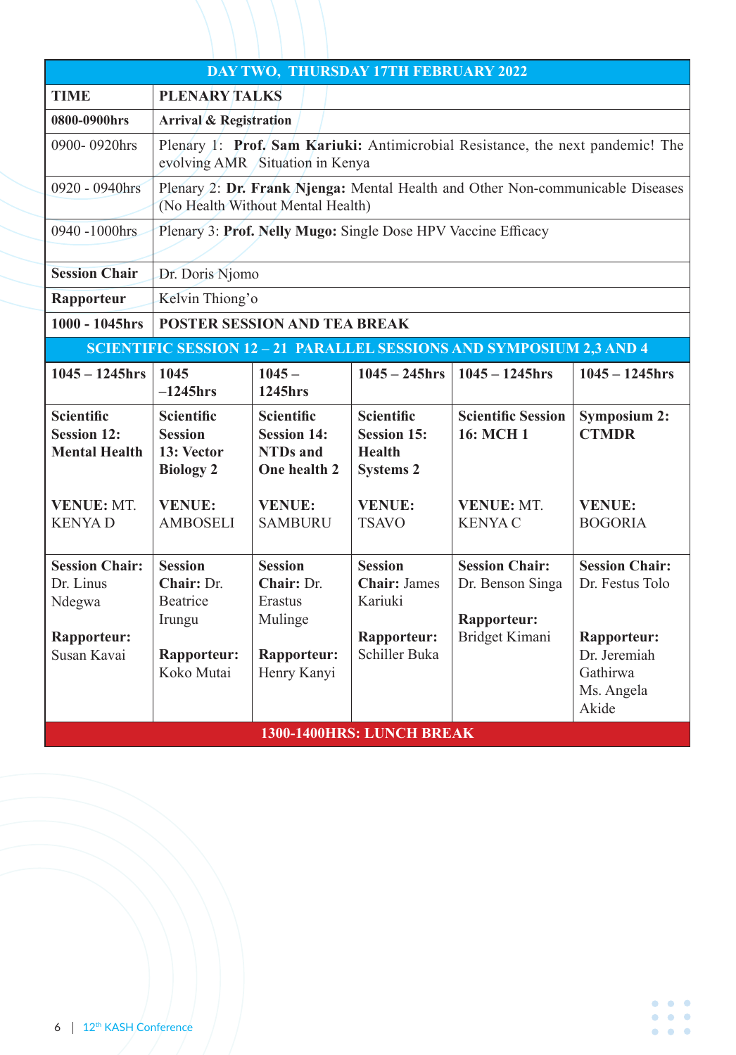| DAY TWO, THURSDAY 17TH FEBRUARY 2022 | | | | | |
|---|---|---|---|---|---|
| **TIME** | **PLENARY TALKS** | | | | |
| **0800-0900hrs** | **Arrival & Registration** | | | | |
| 0900- 0920hrs | Plenary 1: **Prof. Sam Kariuki:** Antimicrobial Resistance, the next pandemic! The evolving AMR Situation in Kenya | | | | |
| 0920 - 0940hrs | Plenary 2: **Dr. Frank Njenga:** Mental Health and Other Non-communicable Diseases (No Health Without Mental Health) | | | | |
| 0940 -1000hrs | Plenary 3: **Prof. Nelly Mugo:** Single Dose HPV Vaccine Efficacy | | | | |
| **Session Chair** | Dr. Doris Njomo | | | | |
| **Rapporteur** | Kelvin Thiong'o | | | | |
| **1000 - 1045hrs** | **POSTER SESSION AND TEA BREAK** | | | | |
| **SCIENTIFIC SESSION 12 – 21 PARALLEL SESSIONS AND SYMPOSIUM 2,3 AND 4** | | | | | |
| **1045 – 1245hrs** | **1045 –1245hrs** | **1045 – 1245hrs** | **1045 – 245hrs** | **1045 – 1245hrs** | **1045 – 1245hrs** |
| **Scientific Session 12: Mental Health**<br><br>**VENUE:** MT. KENYA D | **Scientific Session 13: Vector Biology 2**<br><br>**VENUE:** AMBOSELI | **Scientific Session 14: NTDs and One health 2**<br><br>**VENUE:** SAMBURU | **Scientific Session 15: Health Systems 2**<br><br>**VENUE:** TSAVO | **Scientific Session 16: MCH 1**<br><br>**VENUE:** MT. KENYA C | **Symposium 2: CTMDR**<br><br>**VENUE:** BOGORIA |
| **Session Chair:** Dr. Linus Ndegwa<br><br>**Rapporteur:** Susan Kavai | **Session Chair:** Dr. Beatrice Irungu<br><br>**Rapporteur:** Koko Mutai | **Session Chair:** Dr. Erastus Mulinge<br><br>**Rapporteur:** Henry Kanyi | **Session Chair:** James Kariuki<br><br>**Rapporteur:** Schiller Buka | **Session Chair:** Dr. Benson Singa<br><br>**Rapporteur:** Bridget Kimani | **Session Chair:** Dr. Festus Tolo<br><br>**Rapporteur:** Dr. Jeremiah Gathirwa Ms. Angela Akide |
| **1300-1400HRS: LUNCH BREAK** | | | | | |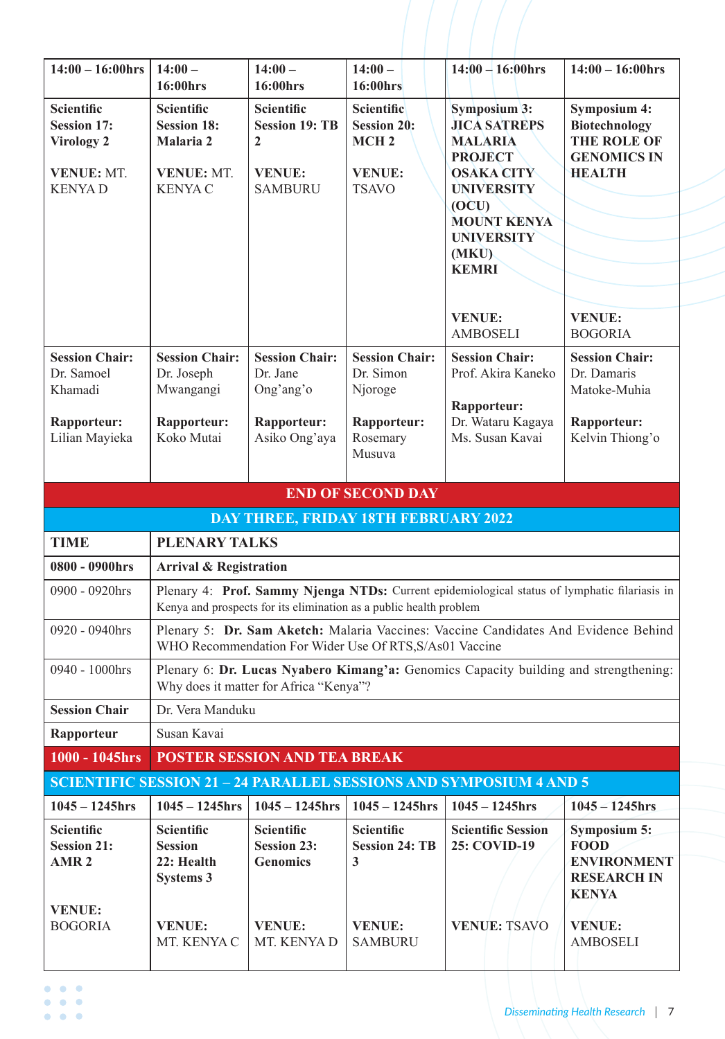| 14:00 – 16:00hrs | 14:00 – 16:00hrs | 14:00 – 16:00hrs | 14:00 – 16:00hrs | 14:00 – 16:00hrs | 14:00 – 16:00hrs |
|---|---|---|---|---|---|
| **Scientific Session 17: Virology 2**<br><br>**VENUE:** MT. KENYA D | **Scientific Session 18: Malaria 2**<br><br>**VENUE:** MT. KENYA C | **Scientific Session 19: TB 2**<br><br>**VENUE:** SAMBURU | **Scientific Session 20: MCH 2**<br><br>**VENUE:** TSAVO | **Symposium 3: JICA SATREPS MALARIA PROJECT OSAKA CITY UNIVERSITY (OCU) MOUNT KENYA UNIVERSITY (MKU) KEMRI**<br><br>**VENUE:** AMBOSELI | **Symposium 4: Biotechnology THE ROLE OF GENOMICS IN HEALTH**<br><br>**VENUE:** BOGORIA |
| **Session Chair:** Dr. Samoel Khamadi<br><br>**Rapporteur:** Lilian Mayieka | **Session Chair:** Dr. Joseph Mwangangi<br><br>**Rapporteur:** Koko Mutai | **Session Chair:** Dr. Jane Ong'ang'o<br><br>**Rapporteur:** Asiko Ong'aya | **Session Chair:** Dr. Simon Njoroge<br><br>**Rapporteur:** Rosemary Musuva | **Session Chair:** Prof. Akira Kaneko<br><br>**Rapporteur:** Dr. Wataru Kagaya Ms. Susan Kavai | **Session Chair:** Dr. Damaris Matoke-Muhia<br><br>**Rapporteur:** Kelvin Thiong'o |

**END OF SECOND DAY**

**DAY THREE, FRIDAY 18TH FEBRUARY 2022**

| TIME | PLENARY TALKS |
|---|---|
| **0800 - 0900hrs** | **Arrival & Registration** |
| 0900 - 0920hrs | Plenary 4: **Prof. Sammy Njenga NTDs:** Current epidemiological status of lymphatic filariasis in Kenya and prospects for its elimination as a public health problem |
| 0920 - 0940hrs | Plenary 5: **Dr. Sam Aketch:** Malaria Vaccines: Vaccine Candidates And Evidence Behind WHO Recommendation For Wider Use Of RTS,S/As01 Vaccine |
| 0940 - 1000hrs | Plenary 6: **Dr. Lucas Nyabero Kimang'a:** Genomics Capacity building and strengthening: Why does it matter for Africa "Kenya"? |
| **Session Chair** | Dr. Vera Manduku |
| **Rapporteur** | Susan Kavai |
| **1000 - 1045hrs** | **POSTER SESSION AND TEA BREAK** |

**SCIENTIFIC SESSION 21 – 24 PARALLEL SESSIONS AND SYMPOSIUM 4 AND 5**

| 1045 – 1245hrs | 1045 – 1245hrs | 1045 – 1245hrs | 1045 – 1245hrs | 1045 – 1245hrs | 1045 – 1245hrs |
|---|---|---|---|---|---|
| **Scientific Session 21: AMR 2**<br><br>**VENUE:** BOGORIA | **Scientific Session 22: Health Systems 3**<br><br>**VENUE:** MT. KENYA C | **Scientific Session 23: Genomics**<br><br>**VENUE:** MT. KENYA D | **Scientific Session 24: TB 3**<br><br>**VENUE:** SAMBURU | **Scientific Session 25: COVID-19**<br><br>**VENUE:** TSAVO | **Symposium 5: FOOD ENVIRONMENT RESEARCH IN KENYA**<br><br>**VENUE:** AMBOSELI |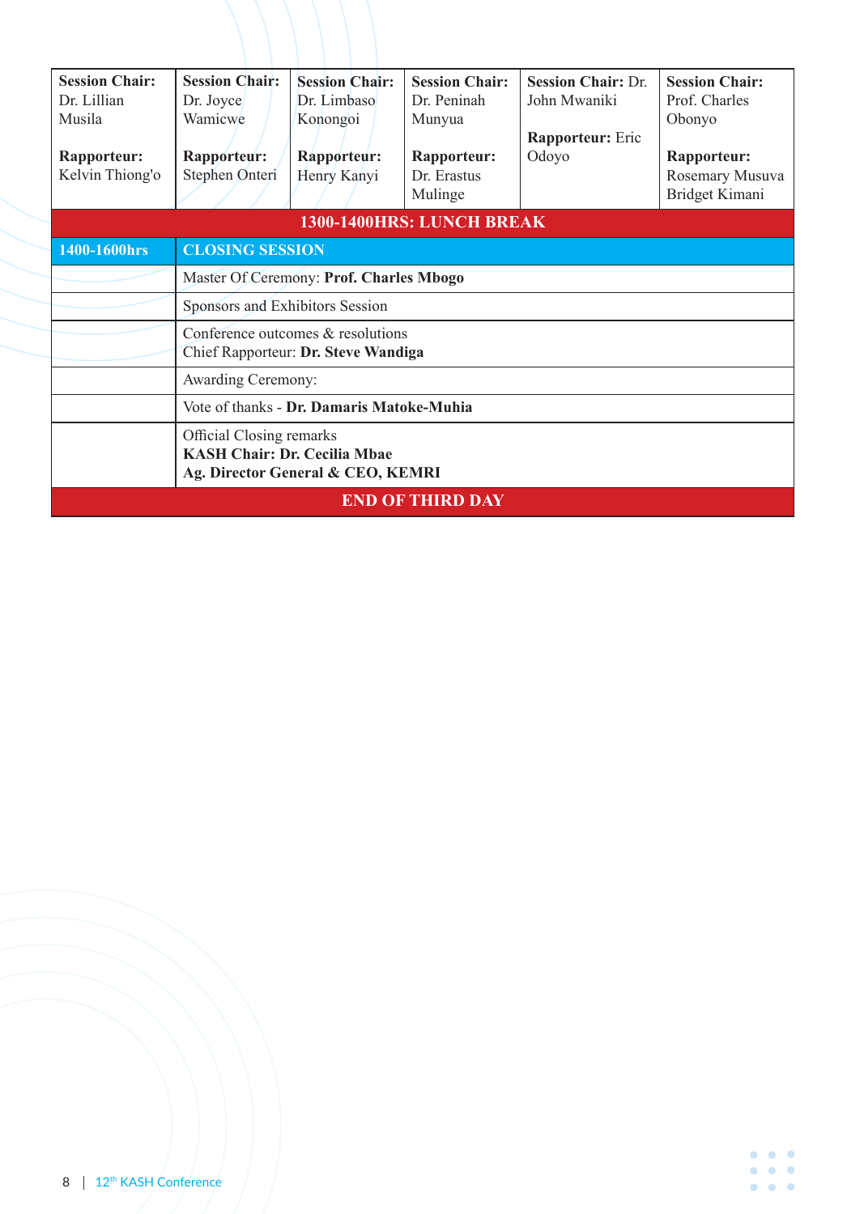| | | | | | |
|---|---|---|---|---|---|
| **Session Chair:** Dr. Lillian Musila<br><br>**Rapporteur:** Kelvin Thiong'o | **Session Chair:** Dr. Joyce Wamicwe<br><br>**Rapporteur:** Stephen Onteri | **Session Chair:** Dr. Limbaso Konongoi<br><br>**Rapporteur:** Henry Kanyi | **Session Chair:** Dr. Peninah Munyua<br><br>**Rapporteur:** Dr. Erastus Mulinge | **Session Chair:** Dr. John Mwaniki<br><br>**Rapporteur:** Eric Odoyo | **Session Chair:** Prof. Charles Obonyo<br><br>**Rapporteur:** Rosemary Musuva Bridget Kimani |
| **1300-1400HRS: LUNCH BREAK** | | | | | |
| **1400-1600hrs** | **CLOSING SESSION** | | | | |
| | Master Of Ceremony: **Prof. Charles Mbogo** | | | | |
| | Sponsors and Exhibitors Session | | | | |
| | Conference outcomes & resolutions<br>Chief Rapporteur: **Dr. Steve Wandiga** | | | | |
| | Awarding Ceremony: | | | | |
| | Vote of thanks - **Dr. Damaris Matoke-Muhia** | | | | |
| | Official Closing remarks<br>**KASH Chair: Dr. Cecilia Mbae**<br>**Ag. Director General & CEO, KEMRI** | | | | |
| **END OF THIRD DAY** | | | | | |